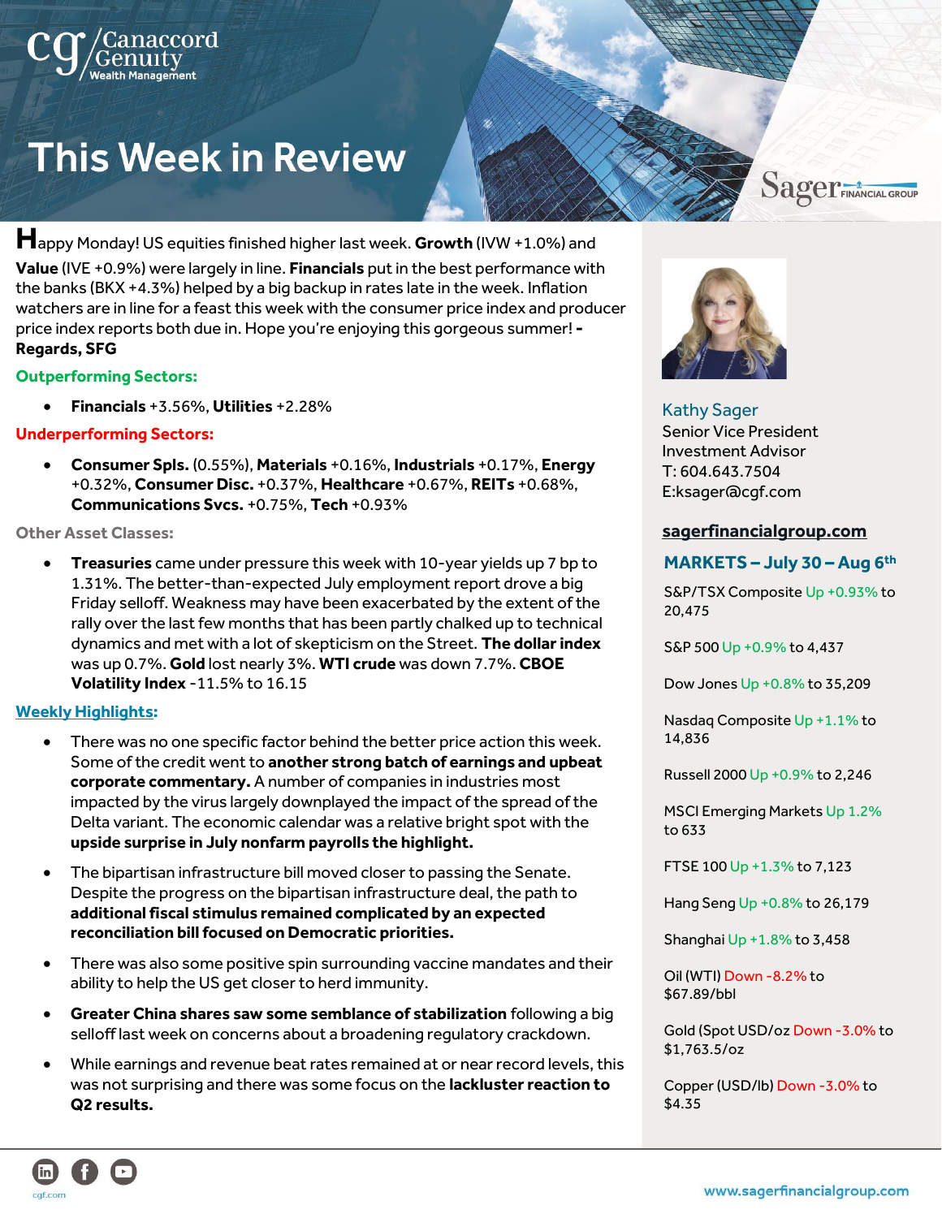# This Week in Review

Happy Monday! US equities finished higher last week. **Growth** (IVW +1.0%) and **Value** (IVE +0.9%) were largely in line. **Financials** put in the best performance with the banks (BKX +4.3%) helped by a big backup in rates late in the week. Inflation watchers are in line for a feast this week with the consumer price index and producer price index reports both due in. Hope you're enjoying this gorgeous summer! **- Regards, SFG**

### Outperforming Sectors:

- **Financials** +3.56%, **Utilities** +2.28%

### Underperforming Sectors:

- **Consumer Spls.** (0.55%), **Materials** +0.16%, **Industrials** +0.17%, **Energy** +0.32%, **Consumer Disc.** +0.37%, **Healthcare** +0.67%, **REITs** +0.68%, **Communications Svcs.** +0.75%, **Tech** +0.93%

### Other Asset Classes:

- **Treasuries** came under pressure this week with 10-year yields up 7 bp to 1.31%. The better-than-expected July employment report drove a big Friday selloff. Weakness may have been exacerbated by the extent of the rally over the last few months that has been partly chalked up to technical dynamics and met with a lot of skepticism on the Street. **The dollar index** was up 0.7%. **Gold** lost nearly 3%. **WTI crude** was down 7.7%. **CBOE Volatility Index** -11.5% to 16.15

### Weekly Highlights:

- There was no one specific factor behind the better price action this week. Some of the credit went to **another strong batch of earnings and upbeat corporate commentary.** A number of companies in industries most impacted by the virus largely downplayed the impact of the spread of the Delta variant. The economic calendar was a relative bright spot with the **upside surprise in July nonfarm payrolls the highlight.**
- The bipartisan infrastructure bill moved closer to passing the Senate. Despite the progress on the bipartisan infrastructure deal, the path to **additional fiscal stimulus remained complicated by an expected reconciliation bill focused on Democratic priorities.**
- There was also some positive spin surrounding vaccine mandates and their ability to help the US get closer to herd immunity.
- **Greater China shares saw some semblance of stabilization** following a big selloff last week on concerns about a broadening regulatory crackdown.
- While earnings and revenue beat rates remained at or near record levels, this was not surprising and there was some focus on the **lackluster reaction to Q2 results.**

---

**Kathy Sager**
Senior Vice President
Investment Advisor
T: 604.643.7504
E:ksager@cgf.com

**sagerfinancialgroup.com**

### MARKETS – July 30 – Aug 6th

S&P/TSX Composite Up +0.93% to 20,475

S&P 500 Up +0.9% to 4,437

Dow Jones Up +0.8% to 35,209

Nasdaq Composite Up +1.1% to 14,836

Russell 2000 Up +0.9% to 2,246

MSCI Emerging Markets Up 1.2% to 633

FTSE 100 Up +1.3% to 7,123

Hang Seng Up +0.8% to 26,179

Shanghai Up +1.8% to 3,458

Oil (WTI) Down -8.2% to $67.89/bbl

Gold (Spot USD/oz Down -3.0% to $1,763.5/oz

Copper (USD/lb) Down -3.0% to $4.35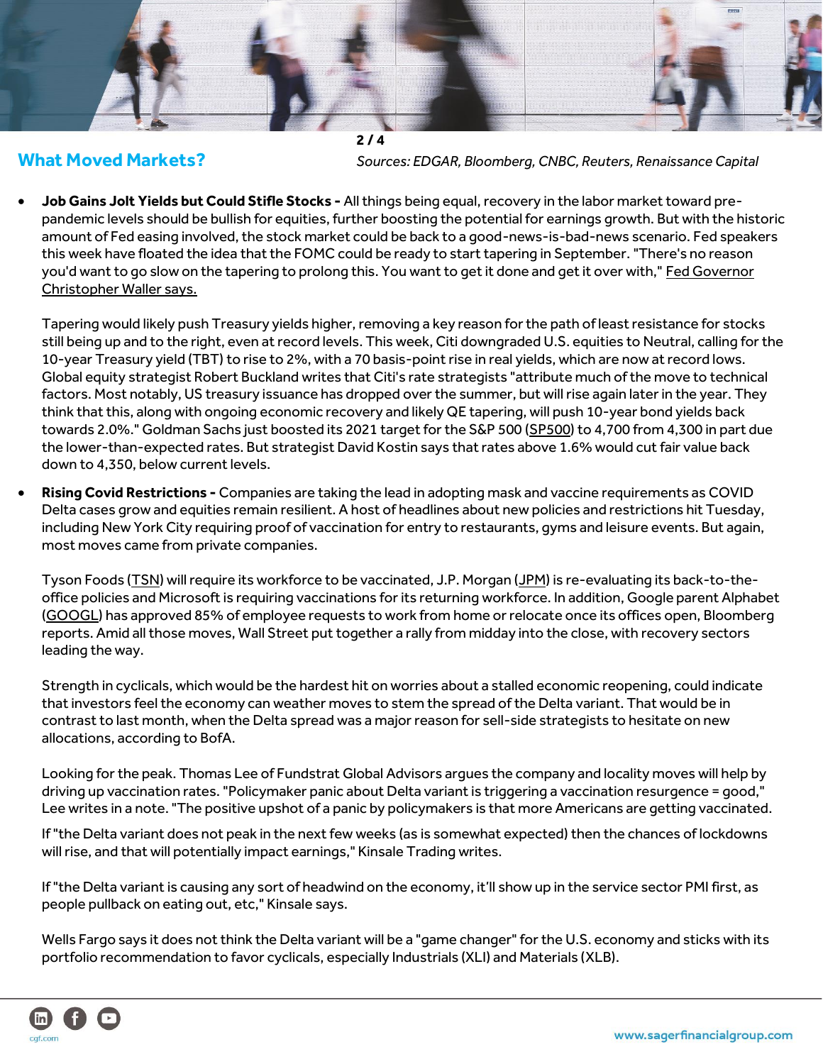## What Moved Markets?

*Sources: EDGAR, Bloomberg, CNBC, Reuters, Renaissance Capital*

- **Job Gains Jolt Yields but Could Stifle Stocks -** All things being equal, recovery in the labor market toward pre-pandemic levels should be bullish for equities, further boosting the potential for earnings growth. But with the historic amount of Fed easing involved, the stock market could be back to a good-news-is-bad-news scenario. Fed speakers this week have floated the idea that the FOMC could be ready to start tapering in September. "There's no reason you'd want to go slow on the tapering to prolong this. You want to get it done and get it over with," Fed Governor Christopher Waller says.

  Tapering would likely push Treasury yields higher, removing a key reason for the path of least resistance for stocks still being up and to the right, even at record levels. This week, Citi downgraded U.S. equities to Neutral, calling for the 10-year Treasury yield (TBT) to rise to 2%, with a 70 basis-point rise in real yields, which are now at record lows. Global equity strategist Robert Buckland writes that Citi's rate strategists "attribute much of the move to technical factors. Most notably, US treasury issuance has dropped over the summer, but will rise again later in the year. They think that this, along with ongoing economic recovery and likely QE tapering, will push 10-year bond yields back towards 2.0%." Goldman Sachs just boosted its 2021 target for the S&P 500 (SP500) to 4,700 from 4,300 in part due the lower-than-expected rates. But strategist David Kostin says that rates above 1.6% would cut fair value back down to 4,350, below current levels.

- **Rising Covid Restrictions -** Companies are taking the lead in adopting mask and vaccine requirements as COVID Delta cases grow and equities remain resilient. A host of headlines about new policies and restrictions hit Tuesday, including New York City requiring proof of vaccination for entry to restaurants, gyms and leisure events. But again, most moves came from private companies.

  Tyson Foods (TSN) will require its workforce to be vaccinated, J.P. Morgan (JPM) is re-evaluating its back-to-the-office policies and Microsoft is requiring vaccinations for its returning workforce. In addition, Google parent Alphabet (GOOGL) has approved 85% of employee requests to work from home or relocate once its offices open, Bloomberg reports. Amid all those moves, Wall Street put together a rally from midday into the close, with recovery sectors leading the way.

  Strength in cyclicals, which would be the hardest hit on worries about a stalled economic reopening, could indicate that investors feel the economy can weather moves to stem the spread of the Delta variant. That would be in contrast to last month, when the Delta spread was a major reason for sell-side strategists to hesitate on new allocations, according to BofA.

  Looking for the peak. Thomas Lee of Fundstrat Global Advisors argues the company and locality moves will help by driving up vaccination rates. "Policymaker panic about Delta variant is triggering a vaccination resurgence = good," Lee writes in a note. "The positive upshot of a panic by policymakers is that more Americans are getting vaccinated.

  If "the Delta variant does not peak in the next few weeks (as is somewhat expected) then the chances of lockdowns will rise, and that will potentially impact earnings," Kinsale Trading writes.

  If "the Delta variant is causing any sort of headwind on the economy, it'll show up in the service sector PMI first, as people pullback on eating out, etc," Kinsale says.

  Wells Fargo says it does not think the Delta variant will be a "game changer" for the U.S. economy and sticks with its portfolio recommendation to favor cyclicals, especially Industrials (XLI) and Materials (XLB).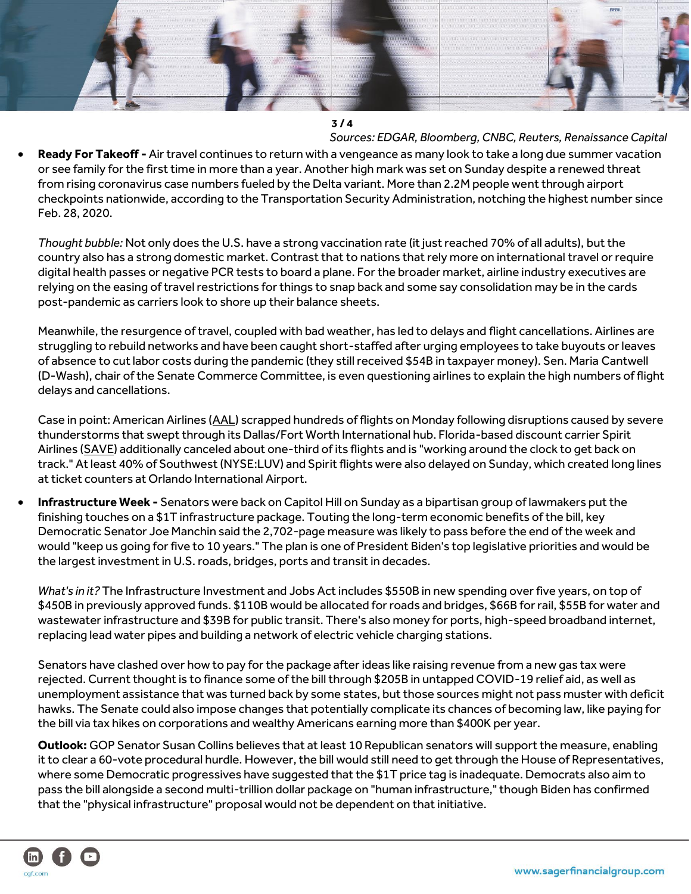Sources: EDGAR, Bloomberg, CNBC, Reuters, Renaissance Capital

- **Ready For Takeoff -** Air travel continues to return with a vengeance as many look to take a long due summer vacation or see family for the first time in more than a year. Another high mark was set on Sunday despite a renewed threat from rising coronavirus case numbers fueled by the Delta variant. More than 2.2M people went through airport checkpoints nationwide, according to the Transportation Security Administration, notching the highest number since Feb. 28, 2020.

  *Thought bubble:* Not only does the U.S. have a strong vaccination rate (it just reached 70% of all adults), but the country also has a strong domestic market. Contrast that to nations that rely more on international travel or require digital health passes or negative PCR tests to board a plane. For the broader market, airline industry executives are relying on the easing of travel restrictions for things to snap back and some say consolidation may be in the cards post-pandemic as carriers look to shore up their balance sheets.

  Meanwhile, the resurgence of travel, coupled with bad weather, has led to delays and flight cancellations. Airlines are struggling to rebuild networks and have been caught short-staffed after urging employees to take buyouts or leaves of absence to cut labor costs during the pandemic (they still received $54B in taxpayer money). Sen. Maria Cantwell (D-Wash), chair of the Senate Commerce Committee, is even questioning airlines to explain the high numbers of flight delays and cancellations.

  Case in point: American Airlines (AAL) scrapped hundreds of flights on Monday following disruptions caused by severe thunderstorms that swept through its Dallas/Fort Worth International hub. Florida-based discount carrier Spirit Airlines (SAVE) additionally canceled about one-third of its flights and is "working around the clock to get back on track." At least 40% of Southwest (NYSE:LUV) and Spirit flights were also delayed on Sunday, which created long lines at ticket counters at Orlando International Airport.

- **Infrastructure Week -** Senators were back on Capitol Hill on Sunday as a bipartisan group of lawmakers put the finishing touches on a $1T infrastructure package. Touting the long-term economic benefits of the bill, key Democratic Senator Joe Manchin said the 2,702-page measure was likely to pass before the end of the week and would "keep us going for five to 10 years." The plan is one of President Biden's top legislative priorities and would be the largest investment in U.S. roads, bridges, ports and transit in decades.

  *What's in it?* The Infrastructure Investment and Jobs Act includes $550B in new spending over five years, on top of $450B in previously approved funds. $110B would be allocated for roads and bridges, $66B for rail, $55B for water and wastewater infrastructure and $39B for public transit. There's also money for ports, high-speed broadband internet, replacing lead water pipes and building a network of electric vehicle charging stations.

  Senators have clashed over how to pay for the package after ideas like raising revenue from a new gas tax were rejected. Current thought is to finance some of the bill through $205B in untapped COVID-19 relief aid, as well as unemployment assistance that was turned back by some states, but those sources might not pass muster with deficit hawks. The Senate could also impose changes that potentially complicate its chances of becoming law, like paying for the bill via tax hikes on corporations and wealthy Americans earning more than $400K per year.

  **Outlook:** GOP Senator Susan Collins believes that at least 10 Republican senators will support the measure, enabling it to clear a 60-vote procedural hurdle. However, the bill would still need to get through the House of Representatives, where some Democratic progressives have suggested that the $1T price tag is inadequate. Democrats also aim to pass the bill alongside a second multi-trillion dollar package on "human infrastructure," though Biden has confirmed that the "physical infrastructure" proposal would not be dependent on that initiative.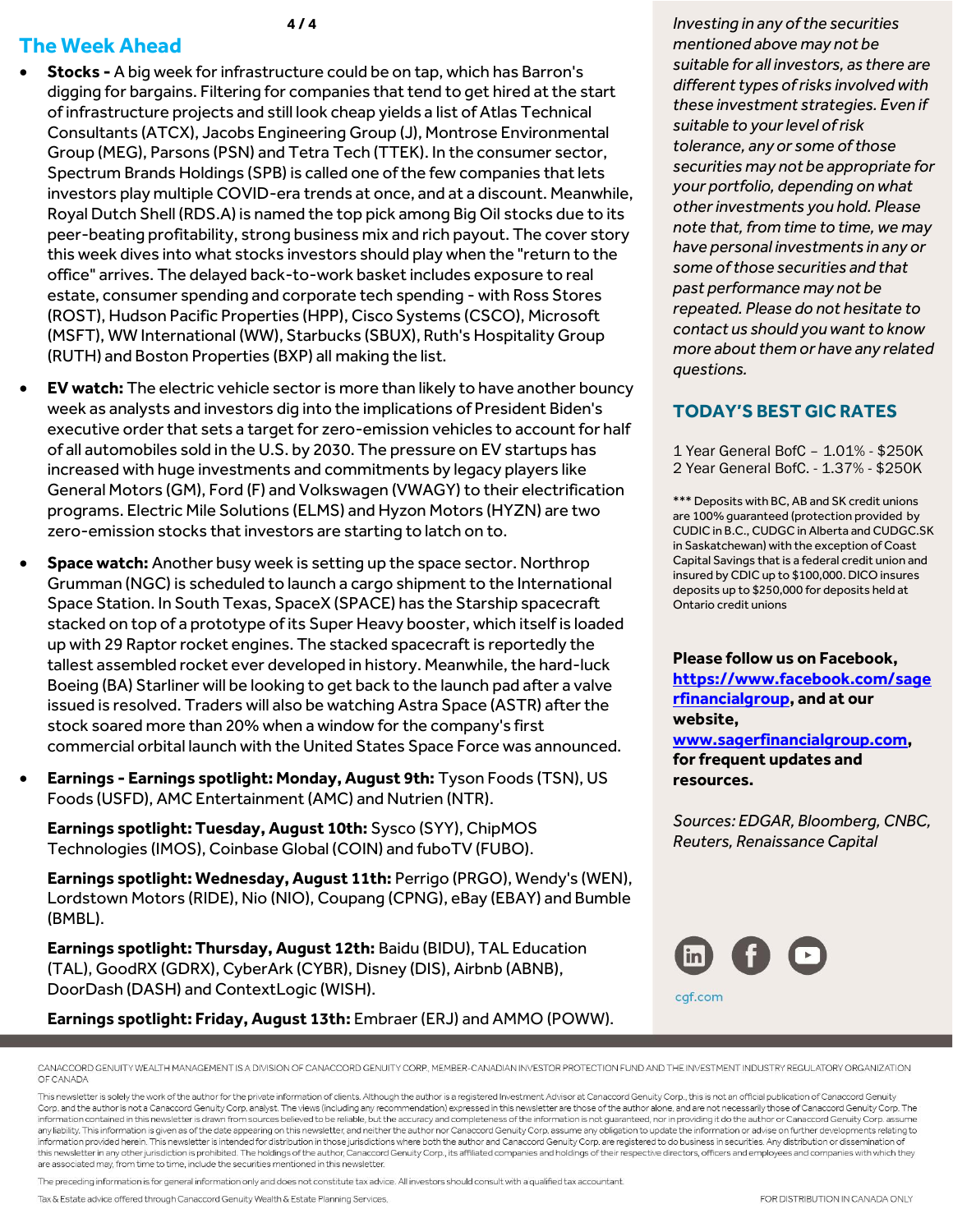## The Week Ahead

- **Stocks -** A big week for infrastructure could be on tap, which has Barron's digging for bargains. Filtering for companies that tend to get hired at the start of infrastructure projects and still look cheap yields a list of Atlas Technical Consultants (ATCX), Jacobs Engineering Group (J), Montrose Environmental Group (MEG), Parsons (PSN) and Tetra Tech (TTEK). In the consumer sector, Spectrum Brands Holdings (SPB) is called one of the few companies that lets investors play multiple COVID-era trends at once, and at a discount. Meanwhile, Royal Dutch Shell (RDS.A) is named the top pick among Big Oil stocks due to its peer-beating profitability, strong business mix and rich payout. The cover story this week dives into what stocks investors should play when the "return to the office" arrives. The delayed back-to-work basket includes exposure to real estate, consumer spending and corporate tech spending - with Ross Stores (ROST), Hudson Pacific Properties (HPP), Cisco Systems (CSCO), Microsoft (MSFT), WW International (WW), Starbucks (SBUX), Ruth's Hospitality Group (RUTH) and Boston Properties (BXP) all making the list.

- **EV watch:** The electric vehicle sector is more than likely to have another bouncy week as analysts and investors dig into the implications of President Biden's executive order that sets a target for zero-emission vehicles to account for half of all automobiles sold in the U.S. by 2030. The pressure on EV startups has increased with huge investments and commitments by legacy players like General Motors (GM), Ford (F) and Volkswagen (VWAGY) to their electrification programs. Electric Mile Solutions (ELMS) and Hyzon Motors (HYZN) are two zero-emission stocks that investors are starting to latch on to.

- **Space watch:** Another busy week is setting up the space sector. Northrop Grumman (NGC) is scheduled to launch a cargo shipment to the International Space Station. In South Texas, SpaceX (SPACE) has the Starship spacecraft stacked on top of a prototype of its Super Heavy booster, which itself is loaded up with 29 Raptor rocket engines. The stacked spacecraft is reportedly the tallest assembled rocket ever developed in history. Meanwhile, the hard-luck Boeing (BA) Starliner will be looking to get back to the launch pad after a valve issued is resolved. Traders will also be watching Astra Space (ASTR) after the stock soared more than 20% when a window for the company's first commercial orbital launch with the United States Space Force was announced.

- **Earnings - Earnings spotlight: Monday, August 9th:** Tyson Foods (TSN), US Foods (USFD), AMC Entertainment (AMC) and Nutrien (NTR).

  **Earnings spotlight: Tuesday, August 10th:** Sysco (SYY), ChipMOS Technologies (IMOS), Coinbase Global (COIN) and fuboTV (FUBO).

  **Earnings spotlight: Wednesday, August 11th:** Perrigo (PRGO), Wendy's (WEN), Lordstown Motors (RIDE), Nio (NIO), Coupang (CPNG), eBay (EBAY) and Bumble (BMBL).

  **Earnings spotlight: Thursday, August 12th:** Baidu (BIDU), TAL Education (TAL), GoodRX (GDRX), CyberArk (CYBR), Disney (DIS), Airbnb (ABNB), DoorDash (DASH) and ContextLogic (WISH).

  **Earnings spotlight: Friday, August 13th:** Embraer (ERJ) and AMMO (POWW).

*Investing in any of the securities mentioned above may not be suitable for all investors, as there are different types of risks involved with these investment strategies. Even if suitable to your level of risk tolerance, any or some of those securities may not be appropriate for your portfolio, depending on what other investments you hold. Please note that, from time to time, we may have personal investments in any or some of those securities and that past performance may not be repeated. Please do not hesitate to contact us should you want to know more about them or have any related questions.*

## TODAY'S BEST GIC RATES

1 Year General BofC – 1.01% - $250K
2 Year General BofC. - 1.37% - $250K

*** Deposits with BC, AB and SK credit unions are 100% guaranteed (protection provided by CUDIC in B.C., CUDGC in Alberta and CUDGC.SK in Saskatchewan) with the exception of Coast Capital Savings that is a federal credit union and insured by CDIC up to $100,000. DICO insures deposits up to $250,000 for deposits held at Ontario credit unions

**Please follow us on Facebook, [https://www.facebook.com/sagerfinancialgroup](https://www.facebook.com/sagerfinancialgroup), and at our website, [www.sagerfinancialgroup.com](http://www.sagerfinancialgroup.com), for frequent updates and resources.**

*Sources: EDGAR, Bloomberg, CNBC, Reuters, Renaissance Capital*

cgf.com

CANACCORD GENUITY WEALTH MANAGEMENT IS A DIVISION OF CANACCORD GENUITY CORP., MEMBER-CANADIAN INVESTOR PROTECTION FUND AND THE INVESTMENT INDUSTRY REGULATORY ORGANIZATION OF CANADA

This newsletter is solely the work of the author for the private information of clients. Although the author is a registered Investment Advisor at Canaccord Genuity Corp., this is not an official publication of Canaccord Genuity Corp. and the author is not a Canaccord Genuity Corp. analyst. The views (including any recommendation) expressed in this newsletter are those of the author alone, and are not necessarily those of Canaccord Genuity Corp. The information contained in this newsletter is drawn from sources believed to be reliable, but the accuracy and completeness of the information is not guaranteed, nor in providing it do the author or Canaccord Genuity Corp. assume any liability. This information is given as of the date appearing on this newsletter, and neither the author nor Canaccord Genuity Corp. assume any obligation to update the information or advise on further developments relating to information provided herein. This newsletter is intended for distribution in those jurisdictions where both the author and Canaccord Genuity Corp. are registered to do business in securities. Any distribution or dissemination of this newsletter in any other jurisdiction is prohibited. The holdings of the author, Canaccord Genuity Corp., its affiliated companies and holdings of their respective directors, officers and employees and companies with which they are associated may, from time to time, include the securities mentioned in this newsletter.

The preceding information is for general information only and does not constitute tax advice. All investors should consult with a qualified tax accountant.

Tax & Estate advice offered through Canaccord Genuity Wealth & Estate Planning Services.

FOR DISTRIBUTION IN CANADA ONLY